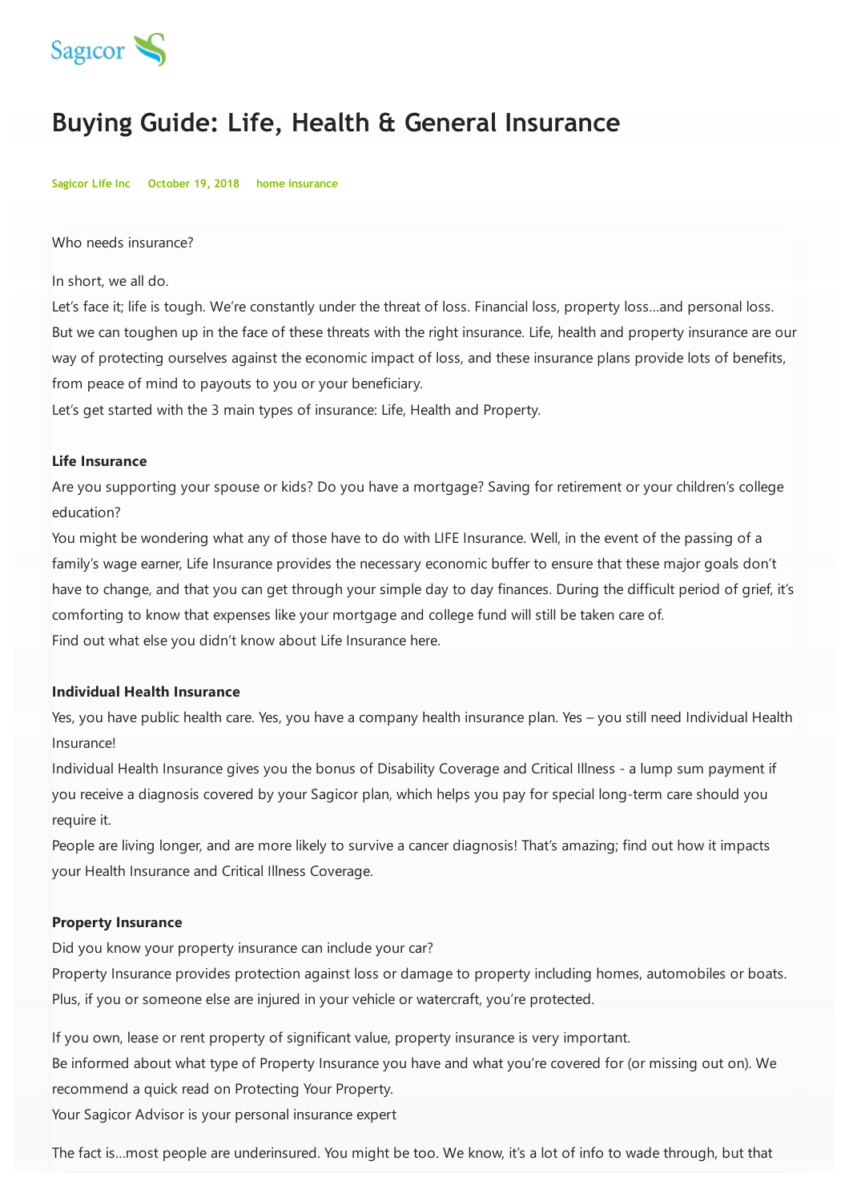Sagicor

# Buying Guide: Life, Health & General Insurance

Sagicor Life Inc  October 19, 2018  home insurance

Who needs insurance?

In short, we all do.
Let's face it; life is tough. We're constantly under the threat of loss. Financial loss, property loss…and personal loss. But we can toughen up in the face of these threats with the right insurance. Life, health and property insurance are our way of protecting ourselves against the economic impact of loss, and these insurance plans provide lots of benefits, from peace of mind to payouts to you or your beneficiary.
Let's get started with the 3 main types of insurance: Life, Health and Property.

**Life Insurance**
Are you supporting your spouse or kids? Do you have a mortgage? Saving for retirement or your children's college education?
You might be wondering what any of those have to do with LIFE Insurance. Well, in the event of the passing of a family's wage earner, Life Insurance provides the necessary economic buffer to ensure that these major goals don't have to change, and that you can get through your simple day to day finances. During the difficult period of grief, it's comforting to know that expenses like your mortgage and college fund will still be taken care of.
Find out what else you didn't know about Life Insurance here.

**Individual Health Insurance**
Yes, you have public health care. Yes, you have a company health insurance plan. Yes – you still need Individual Health Insurance!
Individual Health Insurance gives you the bonus of Disability Coverage and Critical Illness - a lump sum payment if you receive a diagnosis covered by your Sagicor plan, which helps you pay for special long-term care should you require it.
People are living longer, and are more likely to survive a cancer diagnosis! That's amazing; find out how it impacts your Health Insurance and Critical Illness Coverage.

**Property Insurance**
Did you know your property insurance can include your car?
Property Insurance provides protection against loss or damage to property including homes, automobiles or boats. Plus, if you or someone else are injured in your vehicle or watercraft, you're protected.

If you own, lease or rent property of significant value, property insurance is very important.
Be informed about what type of Property Insurance you have and what you're covered for (or missing out on). We recommend a quick read on Protecting Your Property.
Your Sagicor Advisor is your personal insurance expert

The fact is…most people are underinsured. You might be too. We know, it's a lot of info to wade through, but that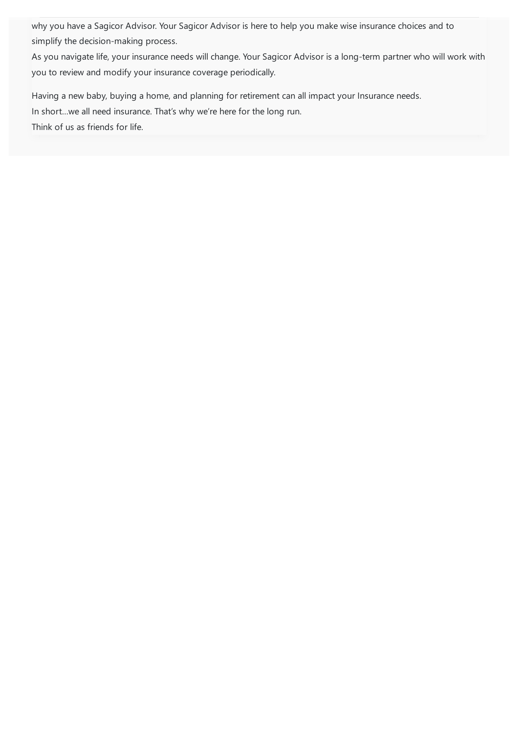why you have a Sagicor Advisor. Your Sagicor Advisor is here to help you make wise insurance choices and to simplify the decision-making process.

As you navigate life, your insurance needs will change. Your Sagicor Advisor is a long-term partner who will work with you to review and modify your insurance coverage periodically.

Having a new baby, buying a home, and planning for retirement can all impact your Insurance needs.

In short…we all need insurance. That's why we're here for the long run.

Think of us as friends for life.